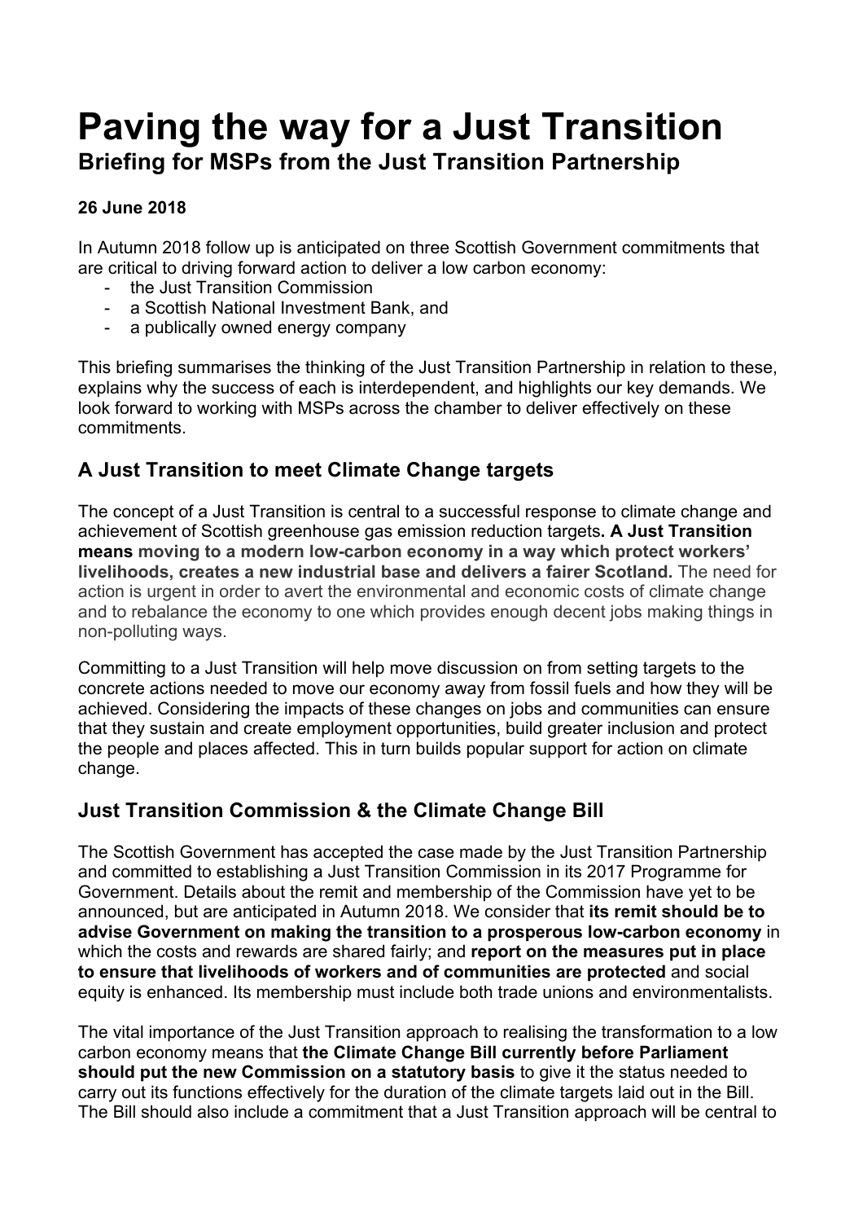# Paving the way for a Just Transition

## Briefing for MSPs from the Just Transition Partnership

**26 June 2018**

In Autumn 2018 follow up is anticipated on three Scottish Government commitments that are critical to driving forward action to deliver a low carbon economy:

- the Just Transition Commission
- a Scottish National Investment Bank, and
- a publically owned energy company

This briefing summarises the thinking of the Just Transition Partnership in relation to these, explains why the success of each is interdependent, and highlights our key demands. We look forward to working with MSPs across the chamber to deliver effectively on these commitments.

## A Just Transition to meet Climate Change targets

The concept of a Just Transition is central to a successful response to climate change and achievement of Scottish greenhouse gas emission reduction targets**. A Just Transition means moving to a modern low-carbon economy in a way which protect workers' livelihoods, creates a new industrial base and delivers a fairer Scotland.** The need for action is urgent in order to avert the environmental and economic costs of climate change and to rebalance the economy to one which provides enough decent jobs making things in non-polluting ways.

Committing to a Just Transition will help move discussion on from setting targets to the concrete actions needed to move our economy away from fossil fuels and how they will be achieved. Considering the impacts of these changes on jobs and communities can ensure that they sustain and create employment opportunities, build greater inclusion and protect the people and places affected. This in turn builds popular support for action on climate change.

## Just Transition Commission & the Climate Change Bill

The Scottish Government has accepted the case made by the Just Transition Partnership and committed to establishing a Just Transition Commission in its 2017 Programme for Government. Details about the remit and membership of the Commission have yet to be announced, but are anticipated in Autumn 2018. We consider that **its remit should be to advise Government on making the transition to a prosperous low-carbon economy** in which the costs and rewards are shared fairly; and **report on the measures put in place to ensure that livelihoods of workers and of communities are protected** and social equity is enhanced. Its membership must include both trade unions and environmentalists.

The vital importance of the Just Transition approach to realising the transformation to a low carbon economy means that **the Climate Change Bill currently before Parliament should put the new Commission on a statutory basis** to give it the status needed to carry out its functions effectively for the duration of the climate targets laid out in the Bill. The Bill should also include a commitment that a Just Transition approach will be central to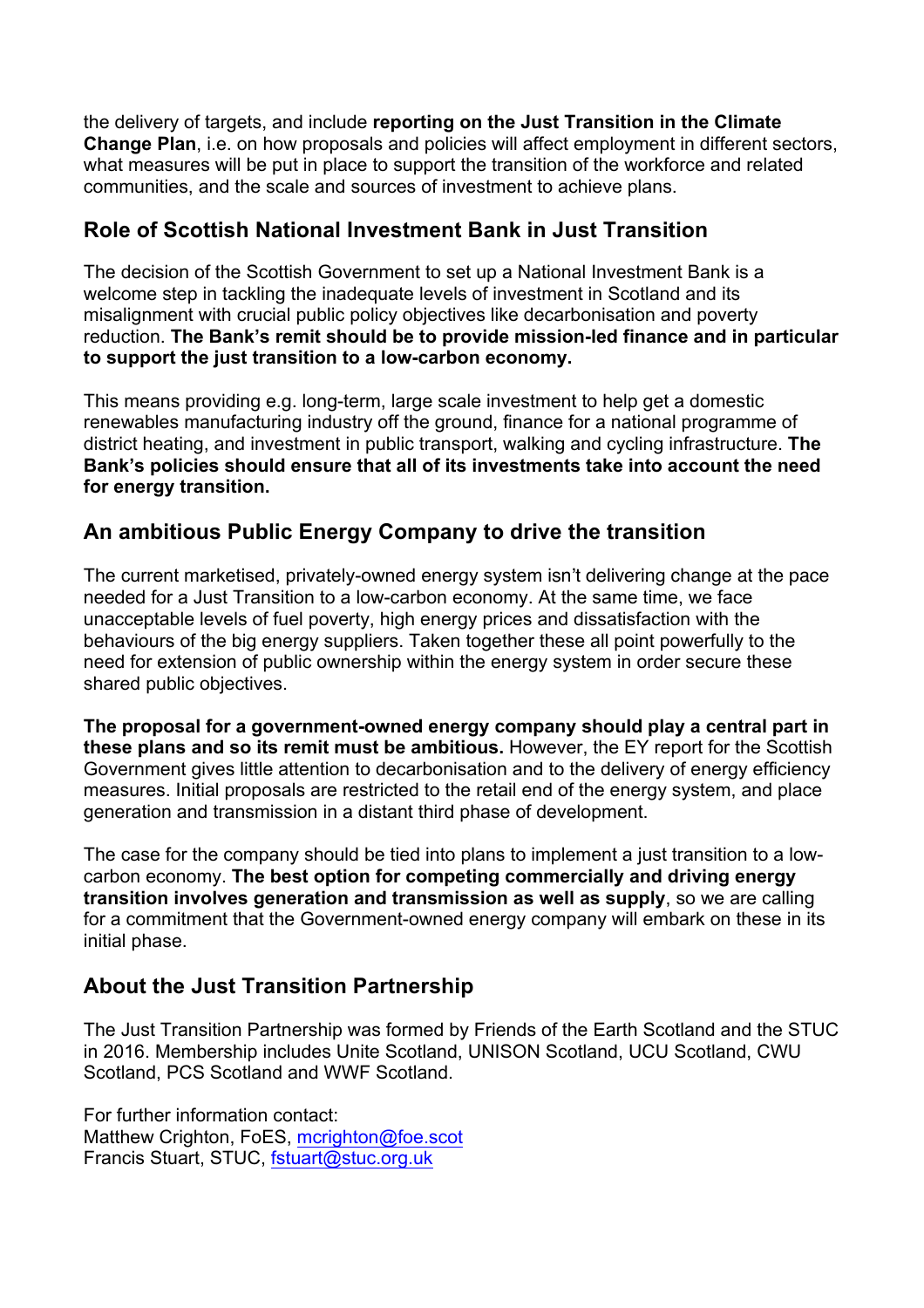the delivery of targets, and include **reporting on the Just Transition in the Climate Change Plan**, i.e. on how proposals and policies will affect employment in different sectors, what measures will be put in place to support the transition of the workforce and related communities, and the scale and sources of investment to achieve plans.

## Role of Scottish National Investment Bank in Just Transition

The decision of the Scottish Government to set up a National Investment Bank is a welcome step in tackling the inadequate levels of investment in Scotland and its misalignment with crucial public policy objectives like decarbonisation and poverty reduction. **The Bank's remit should be to provide mission-led finance and in particular to support the just transition to a low-carbon economy.**

This means providing e.g. long-term, large scale investment to help get a domestic renewables manufacturing industry off the ground, finance for a national programme of district heating, and investment in public transport, walking and cycling infrastructure. **The Bank's policies should ensure that all of its investments take into account the need for energy transition.**

## An ambitious Public Energy Company to drive the transition

The current marketised, privately-owned energy system isn't delivering change at the pace needed for a Just Transition to a low-carbon economy. At the same time, we face unacceptable levels of fuel poverty, high energy prices and dissatisfaction with the behaviours of the big energy suppliers. Taken together these all point powerfully to the need for extension of public ownership within the energy system in order secure these shared public objectives.

**The proposal for a government-owned energy company should play a central part in these plans and so its remit must be ambitious.** However, the EY report for the Scottish Government gives little attention to decarbonisation and to the delivery of energy efficiency measures. Initial proposals are restricted to the retail end of the energy system, and place generation and transmission in a distant third phase of development.

The case for the company should be tied into plans to implement a just transition to a low-carbon economy. **The best option for competing commercially and driving energy transition involves generation and transmission as well as supply**, so we are calling for a commitment that the Government-owned energy company will embark on these in its initial phase.

## About the Just Transition Partnership

The Just Transition Partnership was formed by Friends of the Earth Scotland and the STUC in 2016. Membership includes Unite Scotland, UNISON Scotland, UCU Scotland, CWU Scotland, PCS Scotland and WWF Scotland.

For further information contact:
Matthew Crighton, FoES, mcrighton@foe.scot
Francis Stuart, STUC, fstuart@stuc.org.uk